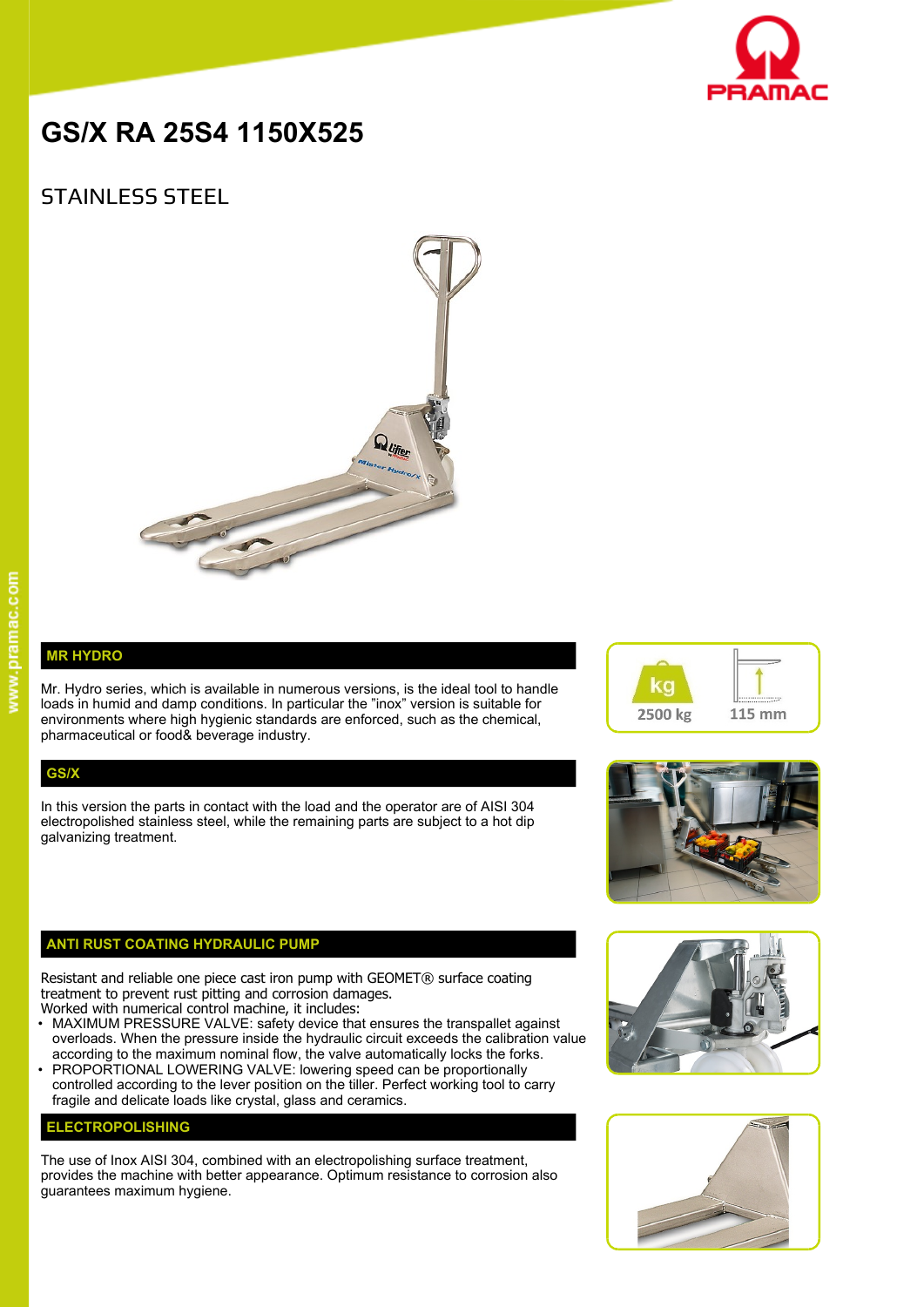# GS/X RA 25S4 1150X525

## STAINLESS STEEL

2500 kg

115 mm

### MR HYDRO

Mr. Hydro series, which is available in numerous versions, is the ideal tool to handle loads in humid and damp conditions. In particular the "inox" version is suitable for environments where high hygienic standards are enforced, such as the chemical, pharmaceutical or food& beverage industry.

### GS/X

In this version the parts in contact with the load and the operator are of AISI 304 electropolished stainless steel, while the remaining parts are subject to a hot dip galvanizing treatment.

### ANTI RUST COATING HYDRAULIC PUMP

Resistant and reliable one piece cast iron pump with GEOMET® surface coating treatment to prevent rust pitting and corrosion damages.
Worked with numerical control machine, it includes:

- MAXIMUM PRESSURE VALVE: safety device that ensures the transpallet against overloads. When the pressure inside the hydraulic circuit exceeds the calibration value according to the maximum nominal flow, the valve automatically locks the forks.
- PROPORTIONAL LOWERING VALVE: lowering speed can be proportionally controlled according to the lever position on the tiller. Perfect working tool to carry fragile and delicate loads like crystal, glass and ceramics.

### ELECTROPOLISHING

The use of Inox AISI 304, combined with an electropolishing surface treatment, provides the machine with better appearance. Optimum resistance to corrosion also guarantees maximum hygiene.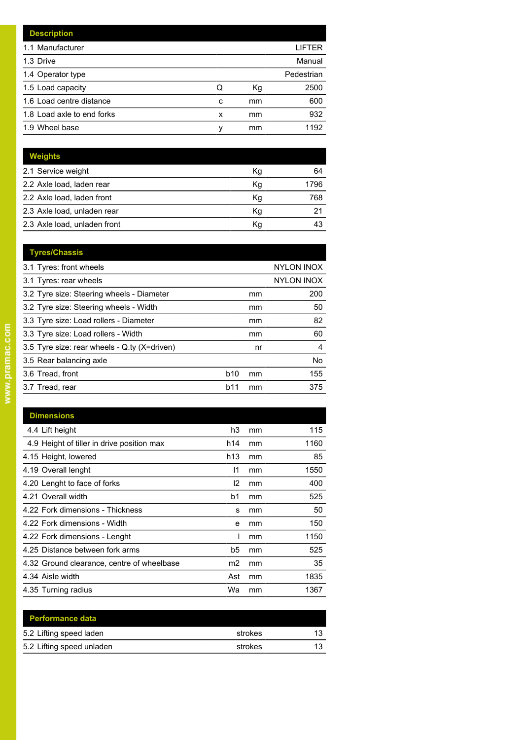| Description | | | |
|---|---|---|---|
| 1.1 Manufacturer | | | LIFTER |
| 1.3 Drive | | | Manual |
| 1.4 Operator type | | | Pedestrian |
| 1.5 Load capacity | Q | Kg | 2500 |
| 1.6 Load centre distance | c | mm | 600 |
| 1.8 Load axle to end forks | x | mm | 932 |
| 1.9 Wheel base | y | mm | 1192 |

| Weights | | | |
|---|---|---|---|
| 2.1 Service weight | | Kg | 64 |
| 2.2 Axle load, laden rear | | Kg | 1796 |
| 2.2 Axle load, laden front | | Kg | 768 |
| 2.3 Axle load, unladen rear | | Kg | 21 |
| 2.3 Axle load, unladen front | | Kg | 43 |

| Tyres/Chassis | | | |
|---|---|---|---|
| 3.1 Tyres: front wheels | | | NYLON INOX |
| 3.1 Tyres: rear wheels | | | NYLON INOX |
| 3.2 Tyre size: Steering wheels - Diameter | | mm | 200 |
| 3.2 Tyre size: Steering wheels - Width | | mm | 50 |
| 3.3 Tyre size: Load rollers - Diameter | | mm | 82 |
| 3.3 Tyre size: Load rollers - Width | | mm | 60 |
| 3.5 Tyre size: rear wheels - Q.ty (X=driven) | | nr | 4 |
| 3.5 Rear balancing axle | | | No |
| 3.6 Tread, front | b10 | mm | 155 |
| 3.7 Tread, rear | b11 | mm | 375 |

| Dimensions | | | |
|---|---|---|---|
| 4.4 Lift height | h3 | mm | 115 |
| 4.9 Height of tiller in drive position max | h14 | mm | 1160 |
| 4.15 Height, lowered | h13 | mm | 85 |
| 4.19 Overall lenght | l1 | mm | 1550 |
| 4.20 Lenght to face of forks | l2 | mm | 400 |
| 4.21 Overall width | b1 | mm | 525 |
| 4.22 Fork dimensions - Thickness | s | mm | 50 |
| 4.22 Fork dimensions - Width | e | mm | 150 |
| 4.22 Fork dimensions - Lenght | l | mm | 1150 |
| 4.25 Distance between fork arms | b5 | mm | 525 |
| 4.32 Ground clearance, centre of wheelbase | m2 | mm | 35 |
| 4.34 Aisle width | Ast | mm | 1835 |
| 4.35 Turning radius | Wa | mm | 1367 |

| Performance data | | | |
|---|---|---|---|
| 5.2 Lifting speed laden | | strokes | 13 |
| 5.2 Lifting speed unladen | | strokes | 13 |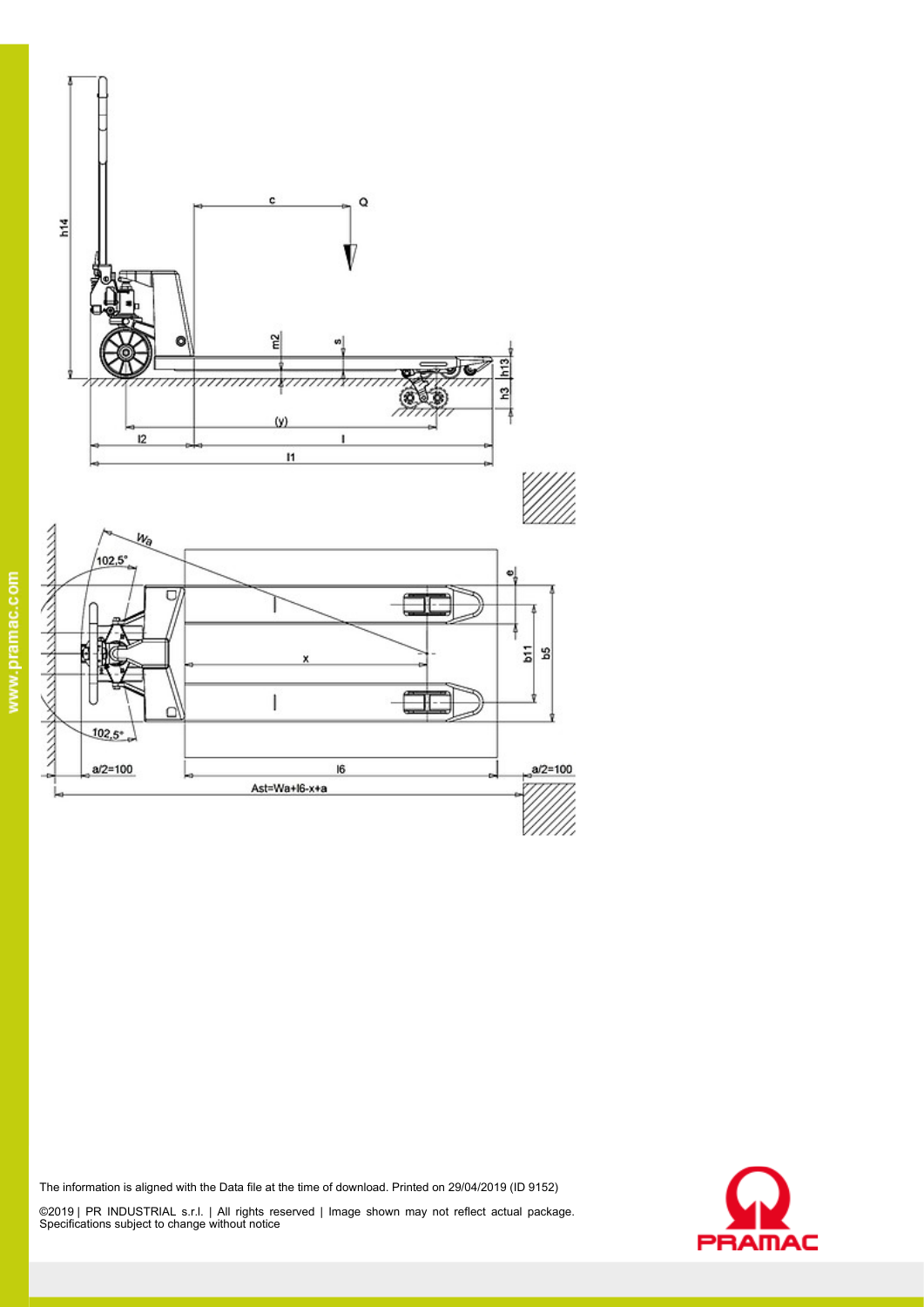h14

c

Q

m2

s

h13

h3

(y)

l2

l

l1

Wa

102,5°

e

b11

b5

x

102,5°

a/2=100

l6

a/2=100

Ast=Wa+l6-x+a

The information is aligned with the Data file at the time of download. Printed on 29/04/2019 (ID 9152)

©2019 | PR INDUSTRIAL s.r.l. | All rights reserved | Image shown may not reflect actual package.
Specifications subject to change without notice

PRAMAC